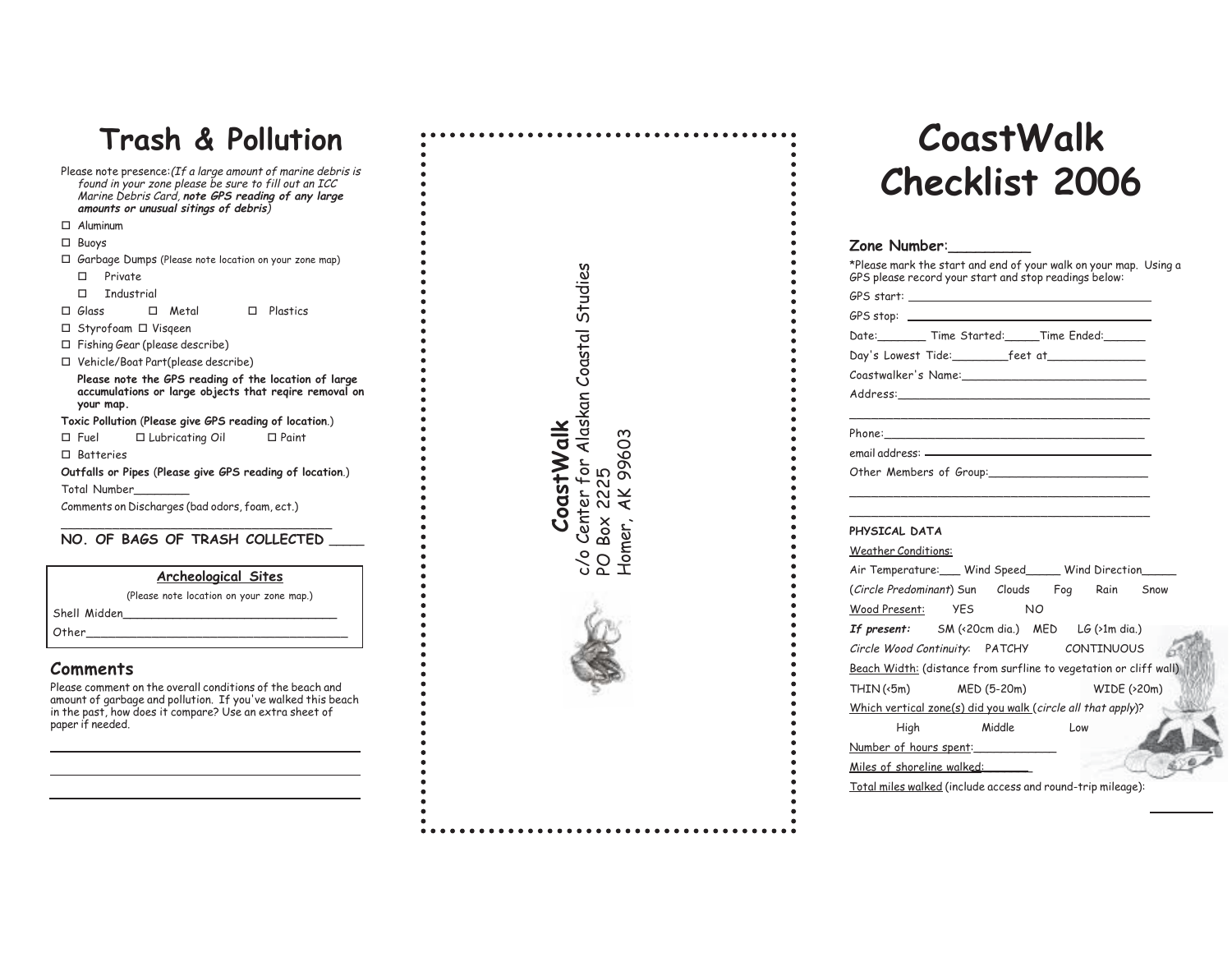# Trash & Pollution

Please note presence: *(If a large amount of marine debris is found in your zone please be sure to fill out an ICC Marine Debris Card, **note GPS reading of any large amounts or unusual sitings of debris**)*

- ☐ Aluminum
- ☐ Buoys
- ☐ Garbage Dumps (Please note location on your zone map)
  - ☐ Private
  - ☐ Industrial
- ☐ Glass ☐ Metal ☐ Plastics
- ☐ Styrofoam ☐ Visqeen
- ☐ Fishing Gear (please describe)
- ☐ Vehicle/Boat Part(please describe)

**Please note the GPS reading of the location of large accumulations or large objects that reqire removal on your map.**

**Toxic Pollution (Please give GPS reading of location.)**

- ☐ Fuel ☐ Lubricating Oil ☐ Paint
- ☐ Batteries

**Outfalls or Pipes (Please give GPS reading of location.)**

Total Number________

Comments on Discharges (bad odors, foam, ect.)

_____________________________________

**NO. OF BAGS OF TRASH COLLECTED ____**

### Archeological Sites

(Please note location on your zone map.)

Shell Midden_______________________________

Other_____________________________________

## Comments

Please comment on the overall conditions of the beach and amount of garbage and pollution. If you've walked this beach in the past, how does it compare? Use an extra sheet of paper if needed.

_____________________________________

_____________________________________

_____________________________________

**CoastWalk**
c/o Center for Alaskan Coastal Studies
PO Box 2225
Homer, AK 99603

# CoastWalk Checklist 2006

**Zone Number:__________**

*Please mark the start and end of your walk on your map. Using a GPS please record your start and stop readings below:

GPS start: ______________________________

GPS stop: ______________________________

Date:_______ Time Started:_____Time Ended:______

Day's Lowest Tide:________feet at______________

Coastwalker's Name:__________________________

Address:___________________________________

___________________________________________

Phone:_____________________________________

email address: ______________________________

Other Members of Group:_______________________

___________________________________________

___________________________________________

**PHYSICAL DATA**

Weather Conditions:

Air Temperature:___ Wind Speed_____ Wind Direction_____

(*Circle Predominant*) Sun Clouds Fog Rain Snow

Wood Present: YES NO

***If present:*** SM (<20cm dia.) MED LG (>1m dia.)

*Circle Wood Continuity*: PATCHY CONTINUOUS

Beach Width: (distance from surfline to vegetation or cliff wall)

THIN (<5m) MED (5-20m) WIDE (>20m)

Which vertical zone(s) did you walk (*circle all that apply*)?

High Middle Low

Number of hours spent:____________

Miles of shoreline walked:______

Total miles walked (include access and round-trip mileage): ________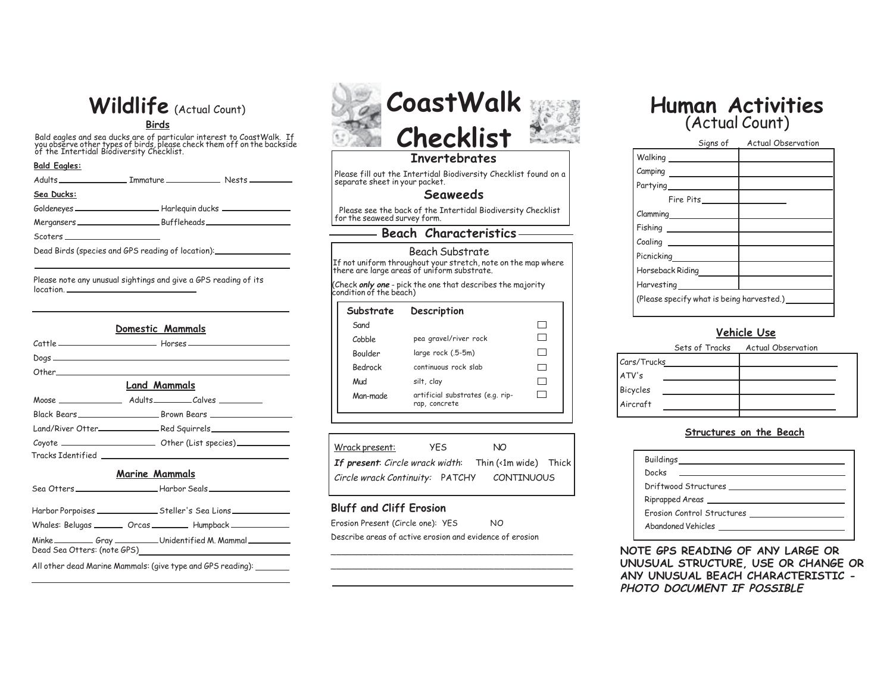# Wildlife (Actual Count)

## Birds

Bald eagles and sea ducks are of particular interest to CoastWalk. If you observe other types of birds, please check them off on the backside of the Intertidal Biodiversity Checklist.

**Bald Eagles:**

Adults ______ Immature ______ Nests ______

**Sea Ducks:**

Goldeneyes ______ Harlequin ducks ______

Mergansers ______ Buffleheads ______

Scoters ______

Dead Birds (species and GPS reading of location): ______

Please note any unusual sightings and give a GPS reading of its location. ______

## Domestic Mammals

Cattle ______ Horses ______

Dogs ______

Other ______

## Land Mammals

Moose ______ Adults ______ Calves ______

Black Bears ______ Brown Bears ______

Land/River Otter ______ Red Squirrels ______

Coyote ______ Other (List species) ______

Tracks Identified ______

## Marine Mammals

Sea Otters ______ Harbor Seals ______

Harbor Porpoises ______ Steller's Sea Lions ______

Whales: Belugas ______ Orcas ______ Humpback ______

Minke ______ Gray ______ Unidentified M. Mammal ______

Dead Sea Otters: (note GPS) ______

All other dead Marine Mammals: (give type and GPS reading): ______

# CoastWalk Checklist

## Invertebrates

Please fill out the Intertidal Biodiversity Checklist found on a separate sheet in your packet.

## Seaweeds

Please see the back of the Intertidal Biodiversity Checklist for the seaweed survey form.

## Beach Characteristics

### Beach Substrate

If not uniform throughout your stretch, note on the map where there are large areas of uniform substrate.

(Check ***only one*** - pick the one that describes the majority condition of the beach)

| Substrate | Description | |
|---|---|---|
| Sand | | ☐ |
| Cobble | pea gravel/river rock | ☐ |
| Boulder | large rock (.5-5m) | ☐ |
| Bedrock | continuous rock slab | ☐ |
| Mud | silt, clay | ☐ |
| Man-made | artificial substrates (e.g. rip-rap, concrete | ☐ |

Wrack present: YES NO

***If present****: Circle wrack width*: Thin (<1m wide) Thick

*Circle wrack Continuity:* PATCHY CONTINUOUS

### Bluff and Cliff Erosion

Erosion Present (Circle one): YES NO

Describe areas of active erosion and evidence of erosion

______

______

______

# Human Activities (Actual Count)

| | Signs of | Actual Observation |
|---|---|---|
| Walking | | |
| Camping | | |
| Partying | | |
| Fire Pits | | |
| Clamming | | |
| Fishing | | |
| Coaling | | |
| Picnicking | | |
| Horseback Riding | | |
| Harvesting | | |

(Please specify what is being harvested.) ______

## Vehicle Use

| | Sets of Tracks | Actual Observation |
|---|---|---|
| Cars/Trucks | | |
| ATV's | | |
| Bicycles | | |
| Aircraft | | |

## Structures on the Beach

Buildings ______

Docks ______

Driftwood Structures ______

Riprapped Areas ______

Erosion Control Structures ______

Abandoned Vehicles ______

**NOTE GPS READING OF ANY LARGE OR UNUSUAL STRUCTURE, USE OR CHANGE OR ANY UNUSUAL BEACH CHARACTERISTIC - *PHOTO DOCUMENT IF POSSIBLE***